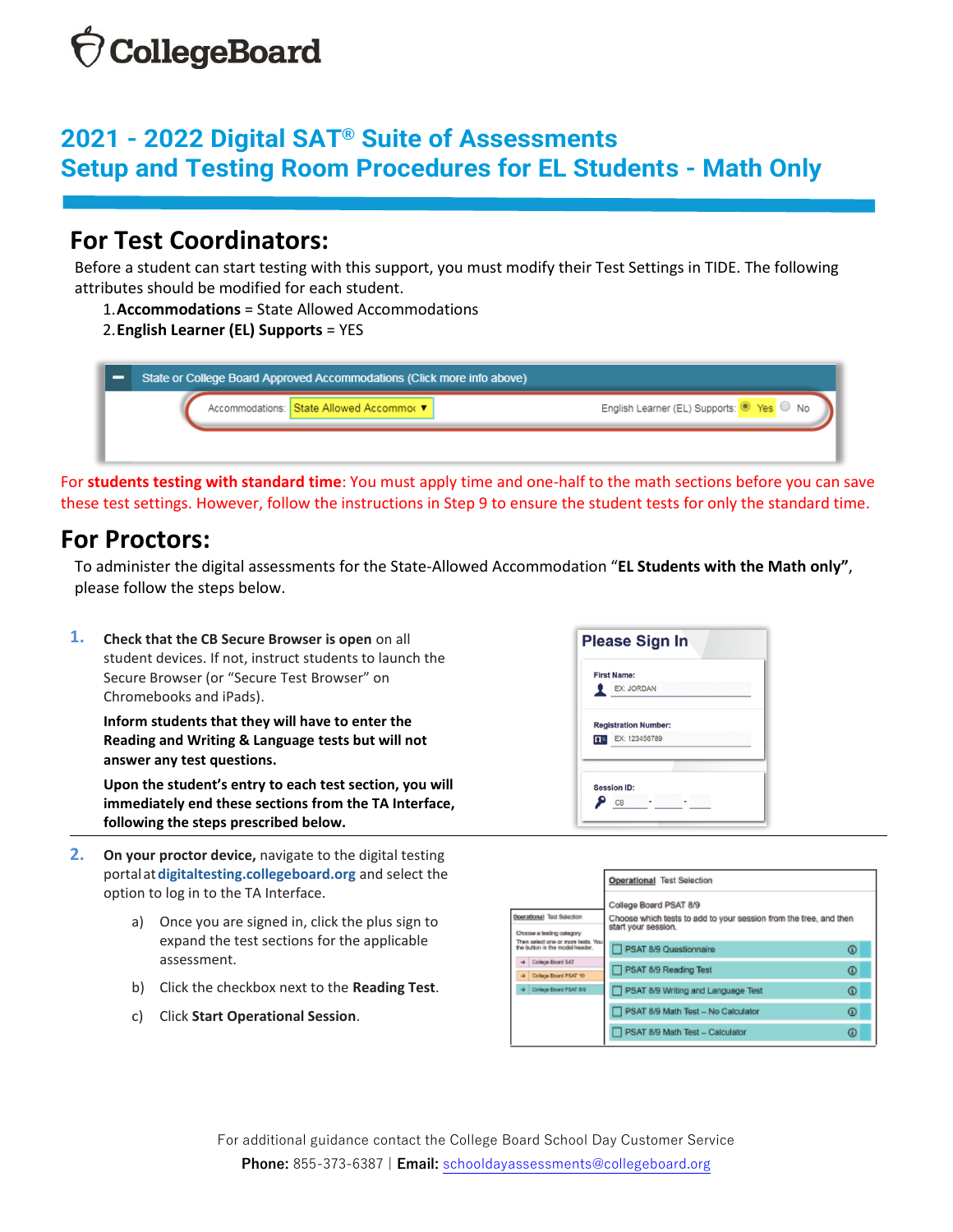# 2021 - 2022 Digital SAT® Suite of Assessments
# Setup and Testing Room Procedures for EL Students - Math Only

## For Test Coordinators:

Before a student can start testing with this support, you must modify their Test Settings in TIDE. The following attributes should be modified for each student.

1. **Accommodations** = State Allowed Accommodations
2. **English Learner (EL) Supports** = YES

For **students testing with standard time**: You must apply time and one-half to the math sections before you can save these test settings. However, follow the instructions in Step 9 to ensure the student tests for only the standard time.

## For Proctors:

To administer the digital assessments for the State-Allowed Accommodation "**EL Students with the Math only**", please follow the steps below.

1. **Check that the CB Secure Browser is open** on all student devices. If not, instruct students to launch the Secure Browser (or "Secure Test Browser" on Chromebooks and iPads).

   **Inform students that they will have to enter the Reading and Writing & Language tests but will not answer any test questions.**

   **Upon the student's entry to each test section, you will immediately end these sections from the TA Interface, following the steps prescribed below.**

2. **On your proctor device,** navigate to the digital testing portal at **digitaltesting.collegeboard.org** and select the option to log in to the TA Interface.

   a) Once you are signed in, click the plus sign to expand the test sections for the applicable assessment.

   b) Click the checkbox next to the **Reading Test**.

   c) Click **Start Operational Session**.

For additional guidance contact the College Board School Day Customer Service

**Phone:** 855-373-6387 | **Email:** schooldayassessments@collegeboard.org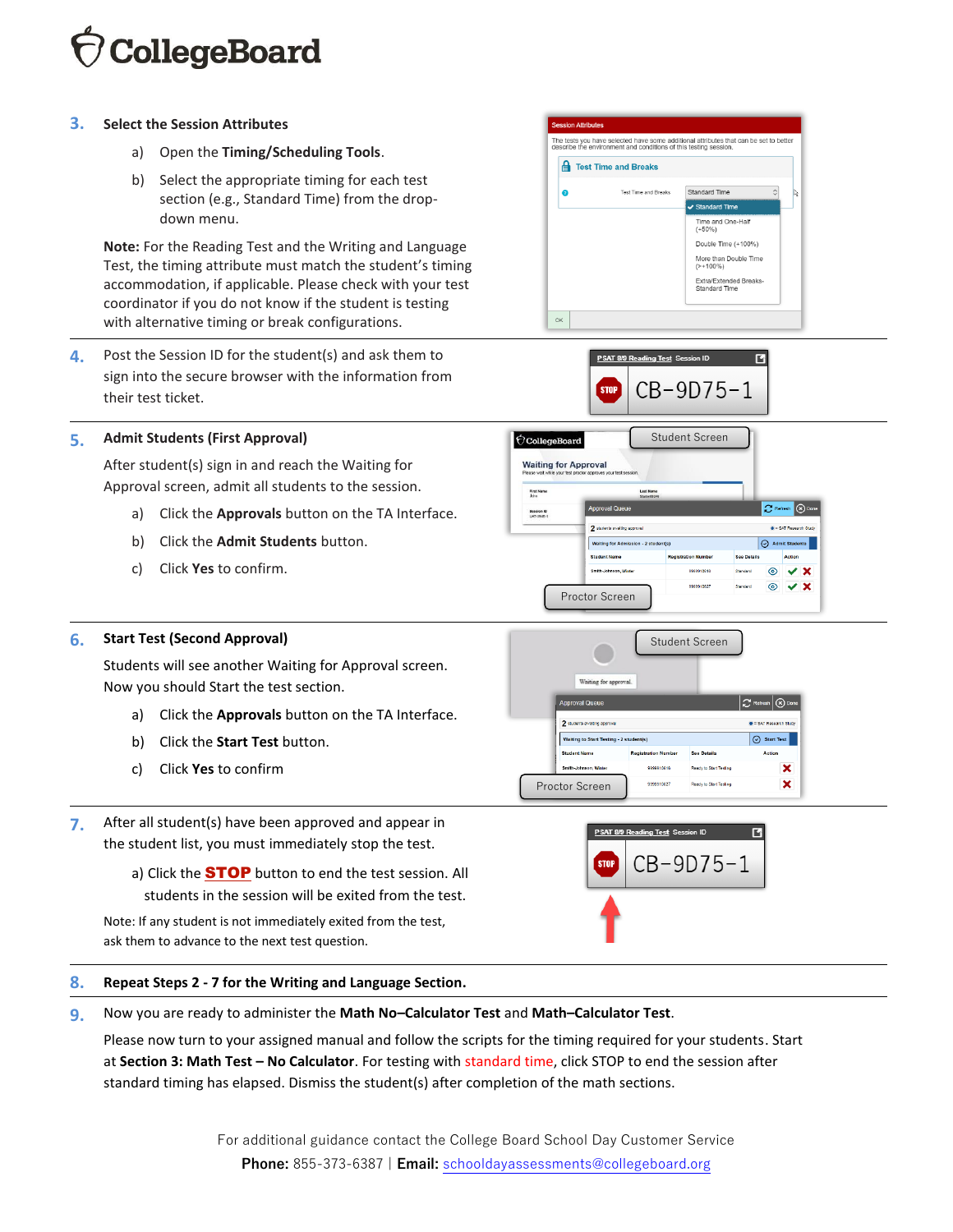3. **Select the Session Attributes**

   a) Open the **Timing/Scheduling Tools**.

   b) Select the appropriate timing for each test section (e.g., Standard Time) from the drop-down menu.

   **Note:** For the Reading Test and the Writing and Language Test, the timing attribute must match the student's timing accommodation, if applicable. Please check with your test coordinator if you do not know if the student is testing with alternative timing or break configurations.

4. Post the Session ID for the student(s) and ask them to sign into the secure browser with the information from their test ticket.

5. **Admit Students (First Approval)**

   After student(s) sign in and reach the Waiting for Approval screen, admit all students to the session.

   a) Click the **Approvals** button on the TA Interface.

   b) Click the **Admit Students** button.

   c) Click **Yes** to confirm.

6. **Start Test (Second Approval)**

   Students will see another Waiting for Approval screen. Now you should Start the test section.

   a) Click the **Approvals** button on the TA Interface.

   b) Click the **Start Test** button.

   c) Click **Yes** to confirm

7. After all student(s) have been approved and appear in the student list, you must immediately stop the test.

   a) Click the **STOP** button to end the test session. All students in the session will be exited from the test.

   Note: If any student is not immediately exited from the test, ask them to advance to the next test question.

8. **Repeat Steps 2 - 7 for the Writing and Language Section.**

9. Now you are ready to administer the **Math No–Calculator Test** and **Math–Calculator Test**.

   Please now turn to your assigned manual and follow the scripts for the timing required for your students. Start at **Section 3: Math Test – No Calculator**. For testing with standard time, click STOP to end the session after standard timing has elapsed. Dismiss the student(s) after completion of the math sections.

For additional guidance contact the College Board School Day Customer Service
**Phone:** 855-373-6387 | **Email:** schooldayassessments@collegeboard.org